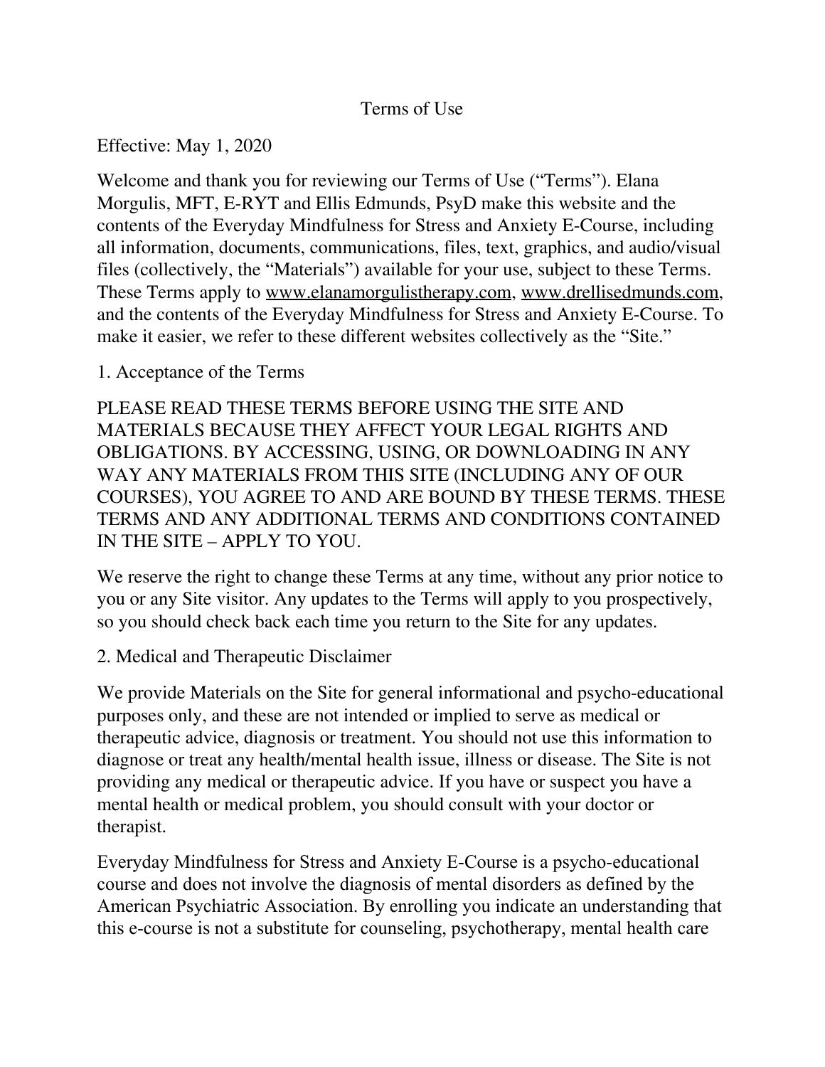# Terms of Use

Effective: May 1, 2020

Welcome and thank you for reviewing our Terms of Use ("Terms"). Elana Morgulis, MFT, E-RYT and Ellis Edmunds, PsyD make this website and the contents of the Everyday Mindfulness for Stress and Anxiety E-Course, including all information, documents, communications, files, text, graphics, and audio/visual files (collectively, the "Materials") available for your use, subject to these Terms. These Terms apply to www.elanamorgulistherapy.com, www.drellisedmunds.com, and the contents of the Everyday Mindfulness for Stress and Anxiety E-Course. To make it easier, we refer to these different websites collectively as the "Site."

## 1. Acceptance of the Terms

PLEASE READ THESE TERMS BEFORE USING THE SITE AND MATERIALS BECAUSE THEY AFFECT YOUR LEGAL RIGHTS AND OBLIGATIONS. BY ACCESSING, USING, OR DOWNLOADING IN ANY WAY ANY MATERIALS FROM THIS SITE (INCLUDING ANY OF OUR COURSES), YOU AGREE TO AND ARE BOUND BY THESE TERMS. THESE TERMS AND ANY ADDITIONAL TERMS AND CONDITIONS CONTAINED IN THE SITE – APPLY TO YOU.

We reserve the right to change these Terms at any time, without any prior notice to you or any Site visitor. Any updates to the Terms will apply to you prospectively, so you should check back each time you return to the Site for any updates.

## 2. Medical and Therapeutic Disclaimer

We provide Materials on the Site for general informational and psycho-educational purposes only, and these are not intended or implied to serve as medical or therapeutic advice, diagnosis or treatment. You should not use this information to diagnose or treat any health/mental health issue, illness or disease. The Site is not providing any medical or therapeutic advice. If you have or suspect you have a mental health or medical problem, you should consult with your doctor or therapist.

Everyday Mindfulness for Stress and Anxiety E-Course is a psycho-educational course and does not involve the diagnosis of mental disorders as defined by the American Psychiatric Association. By enrolling you indicate an understanding that this e-course is not a substitute for counseling, psychotherapy, mental health care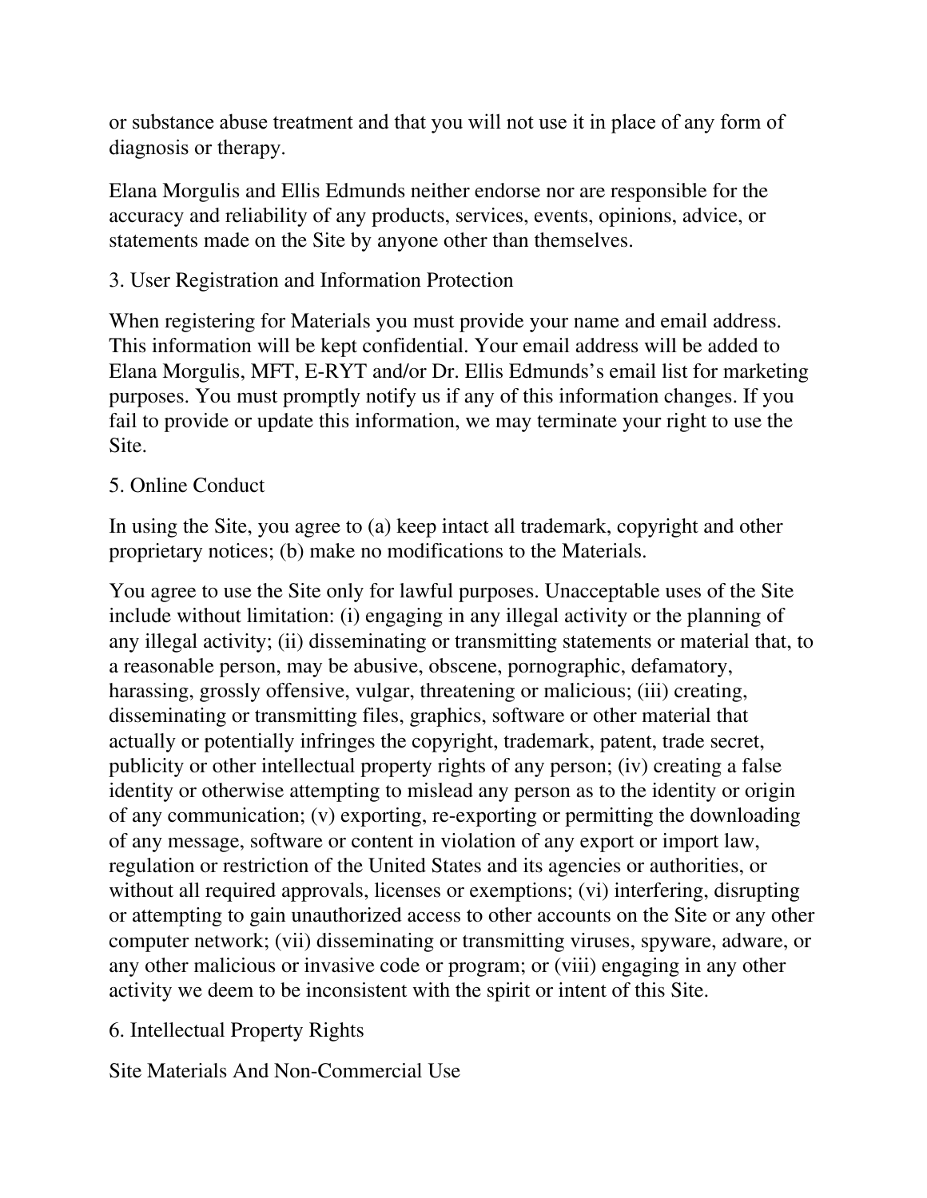or substance abuse treatment and that you will not use it in place of any form of diagnosis or therapy.

Elana Morgulis and Ellis Edmunds neither endorse nor are responsible for the accuracy and reliability of any products, services, events, opinions, advice, or statements made on the Site by anyone other than themselves.

3. User Registration and Information Protection

When registering for Materials you must provide your name and email address. This information will be kept confidential. Your email address will be added to Elana Morgulis, MFT, E-RYT and/or Dr. Ellis Edmunds's email list for marketing purposes. You must promptly notify us if any of this information changes. If you fail to provide or update this information, we may terminate your right to use the Site.

5. Online Conduct

In using the Site, you agree to (a) keep intact all trademark, copyright and other proprietary notices; (b) make no modifications to the Materials.

You agree to use the Site only for lawful purposes. Unacceptable uses of the Site include without limitation: (i) engaging in any illegal activity or the planning of any illegal activity; (ii) disseminating or transmitting statements or material that, to a reasonable person, may be abusive, obscene, pornographic, defamatory, harassing, grossly offensive, vulgar, threatening or malicious; (iii) creating, disseminating or transmitting files, graphics, software or other material that actually or potentially infringes the copyright, trademark, patent, trade secret, publicity or other intellectual property rights of any person; (iv) creating a false identity or otherwise attempting to mislead any person as to the identity or origin of any communication; (v) exporting, re-exporting or permitting the downloading of any message, software or content in violation of any export or import law, regulation or restriction of the United States and its agencies or authorities, or without all required approvals, licenses or exemptions; (vi) interfering, disrupting or attempting to gain unauthorized access to other accounts on the Site or any other computer network; (vii) disseminating or transmitting viruses, spyware, adware, or any other malicious or invasive code or program; or (viii) engaging in any other activity we deem to be inconsistent with the spirit or intent of this Site.

6. Intellectual Property Rights

Site Materials And Non-Commercial Use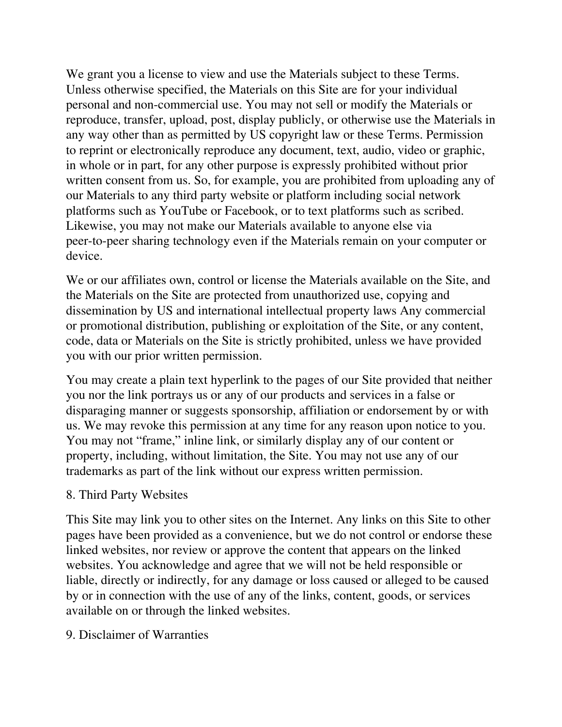We grant you a license to view and use the Materials subject to these Terms. Unless otherwise specified, the Materials on this Site are for your individual personal and non-commercial use. You may not sell or modify the Materials or reproduce, transfer, upload, post, display publicly, or otherwise use the Materials in any way other than as permitted by US copyright law or these Terms. Permission to reprint or electronically reproduce any document, text, audio, video or graphic, in whole or in part, for any other purpose is expressly prohibited without prior written consent from us. So, for example, you are prohibited from uploading any of our Materials to any third party website or platform including social network platforms such as YouTube or Facebook, or to text platforms such as scribed. Likewise, you may not make our Materials available to anyone else via peer-to-peer sharing technology even if the Materials remain on your computer or device.

We or our affiliates own, control or license the Materials available on the Site, and the Materials on the Site are protected from unauthorized use, copying and dissemination by US and international intellectual property laws Any commercial or promotional distribution, publishing or exploitation of the Site, or any content, code, data or Materials on the Site is strictly prohibited, unless we have provided you with our prior written permission.

You may create a plain text hyperlink to the pages of our Site provided that neither you nor the link portrays us or any of our products and services in a false or disparaging manner or suggests sponsorship, affiliation or endorsement by or with us. We may revoke this permission at any time for any reason upon notice to you. You may not "frame," inline link, or similarly display any of our content or property, including, without limitation, the Site. You may not use any of our trademarks as part of the link without our express written permission.

## 8. Third Party Websites

This Site may link you to other sites on the Internet. Any links on this Site to other pages have been provided as a convenience, but we do not control or endorse these linked websites, nor review or approve the content that appears on the linked websites. You acknowledge and agree that we will not be held responsible or liable, directly or indirectly, for any damage or loss caused or alleged to be caused by or in connection with the use of any of the links, content, goods, or services available on or through the linked websites.

## 9. Disclaimer of Warranties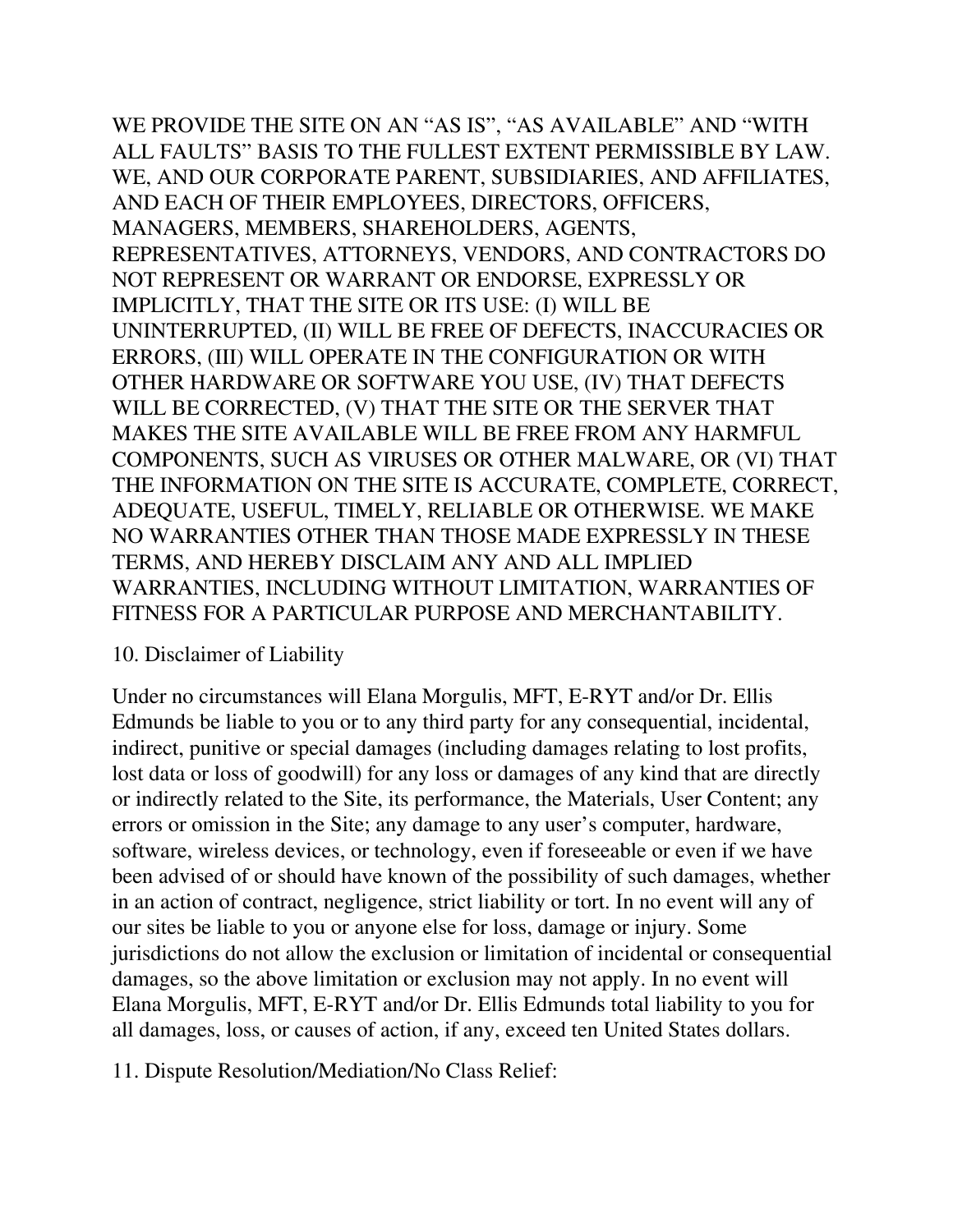WE PROVIDE THE SITE ON AN “AS IS”, “AS AVAILABLE” AND “WITH ALL FAULTS” BASIS TO THE FULLEST EXTENT PERMISSIBLE BY LAW. WE, AND OUR CORPORATE PARENT, SUBSIDIARIES, AND AFFILIATES, AND EACH OF THEIR EMPLOYEES, DIRECTORS, OFFICERS, MANAGERS, MEMBERS, SHAREHOLDERS, AGENTS, REPRESENTATIVES, ATTORNEYS, VENDORS, AND CONTRACTORS DO NOT REPRESENT OR WARRANT OR ENDORSE, EXPRESSLY OR IMPLICITLY, THAT THE SITE OR ITS USE: (I) WILL BE UNINTERRUPTED, (II) WILL BE FREE OF DEFECTS, INACCURACIES OR ERRORS, (III) WILL OPERATE IN THE CONFIGURATION OR WITH OTHER HARDWARE OR SOFTWARE YOU USE, (IV) THAT DEFECTS WILL BE CORRECTED, (V) THAT THE SITE OR THE SERVER THAT MAKES THE SITE AVAILABLE WILL BE FREE FROM ANY HARMFUL COMPONENTS, SUCH AS VIRUSES OR OTHER MALWARE, OR (VI) THAT THE INFORMATION ON THE SITE IS ACCURATE, COMPLETE, CORRECT, ADEQUATE, USEFUL, TIMELY, RELIABLE OR OTHERWISE. WE MAKE NO WARRANTIES OTHER THAN THOSE MADE EXPRESSLY IN THESE TERMS, AND HEREBY DISCLAIM ANY AND ALL IMPLIED WARRANTIES, INCLUDING WITHOUT LIMITATION, WARRANTIES OF FITNESS FOR A PARTICULAR PURPOSE AND MERCHANTABILITY.

10. Disclaimer of Liability

Under no circumstances will Elana Morgulis, MFT, E-RYT and/or Dr. Ellis Edmunds be liable to you or to any third party for any consequential, incidental, indirect, punitive or special damages (including damages relating to lost profits, lost data or loss of goodwill) for any loss or damages of any kind that are directly or indirectly related to the Site, its performance, the Materials, User Content; any errors or omission in the Site; any damage to any user’s computer, hardware, software, wireless devices, or technology, even if foreseeable or even if we have been advised of or should have known of the possibility of such damages, whether in an action of contract, negligence, strict liability or tort. In no event will any of our sites be liable to you or anyone else for loss, damage or injury. Some jurisdictions do not allow the exclusion or limitation of incidental or consequential damages, so the above limitation or exclusion may not apply. In no event will Elana Morgulis, MFT, E-RYT and/or Dr. Ellis Edmunds total liability to you for all damages, loss, or causes of action, if any, exceed ten United States dollars.

11. Dispute Resolution/Mediation/No Class Relief: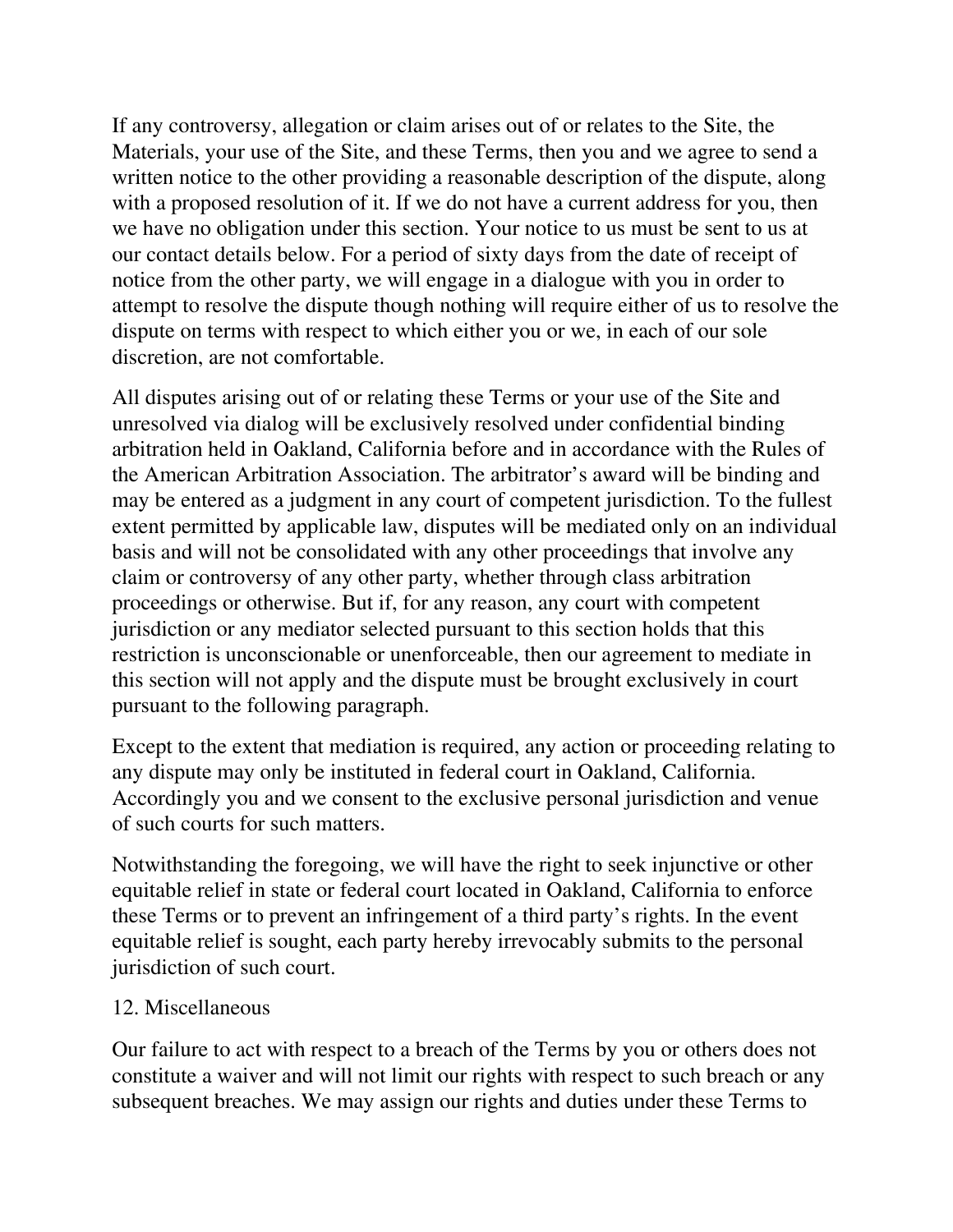If any controversy, allegation or claim arises out of or relates to the Site, the Materials, your use of the Site, and these Terms, then you and we agree to send a written notice to the other providing a reasonable description of the dispute, along with a proposed resolution of it. If we do not have a current address for you, then we have no obligation under this section. Your notice to us must be sent to us at our contact details below. For a period of sixty days from the date of receipt of notice from the other party, we will engage in a dialogue with you in order to attempt to resolve the dispute though nothing will require either of us to resolve the dispute on terms with respect to which either you or we, in each of our sole discretion, are not comfortable.

All disputes arising out of or relating these Terms or your use of the Site and unresolved via dialog will be exclusively resolved under confidential binding arbitration held in Oakland, California before and in accordance with the Rules of the American Arbitration Association. The arbitrator's award will be binding and may be entered as a judgment in any court of competent jurisdiction. To the fullest extent permitted by applicable law, disputes will be mediated only on an individual basis and will not be consolidated with any other proceedings that involve any claim or controversy of any other party, whether through class arbitration proceedings or otherwise. But if, for any reason, any court with competent jurisdiction or any mediator selected pursuant to this section holds that this restriction is unconscionable or unenforceable, then our agreement to mediate in this section will not apply and the dispute must be brought exclusively in court pursuant to the following paragraph.

Except to the extent that mediation is required, any action or proceeding relating to any dispute may only be instituted in federal court in Oakland, California. Accordingly you and we consent to the exclusive personal jurisdiction and venue of such courts for such matters.

Notwithstanding the foregoing, we will have the right to seek injunctive or other equitable relief in state or federal court located in Oakland, California to enforce these Terms or to prevent an infringement of a third party's rights. In the event equitable relief is sought, each party hereby irrevocably submits to the personal jurisdiction of such court.

## 12. Miscellaneous

Our failure to act with respect to a breach of the Terms by you or others does not constitute a waiver and will not limit our rights with respect to such breach or any subsequent breaches. We may assign our rights and duties under these Terms to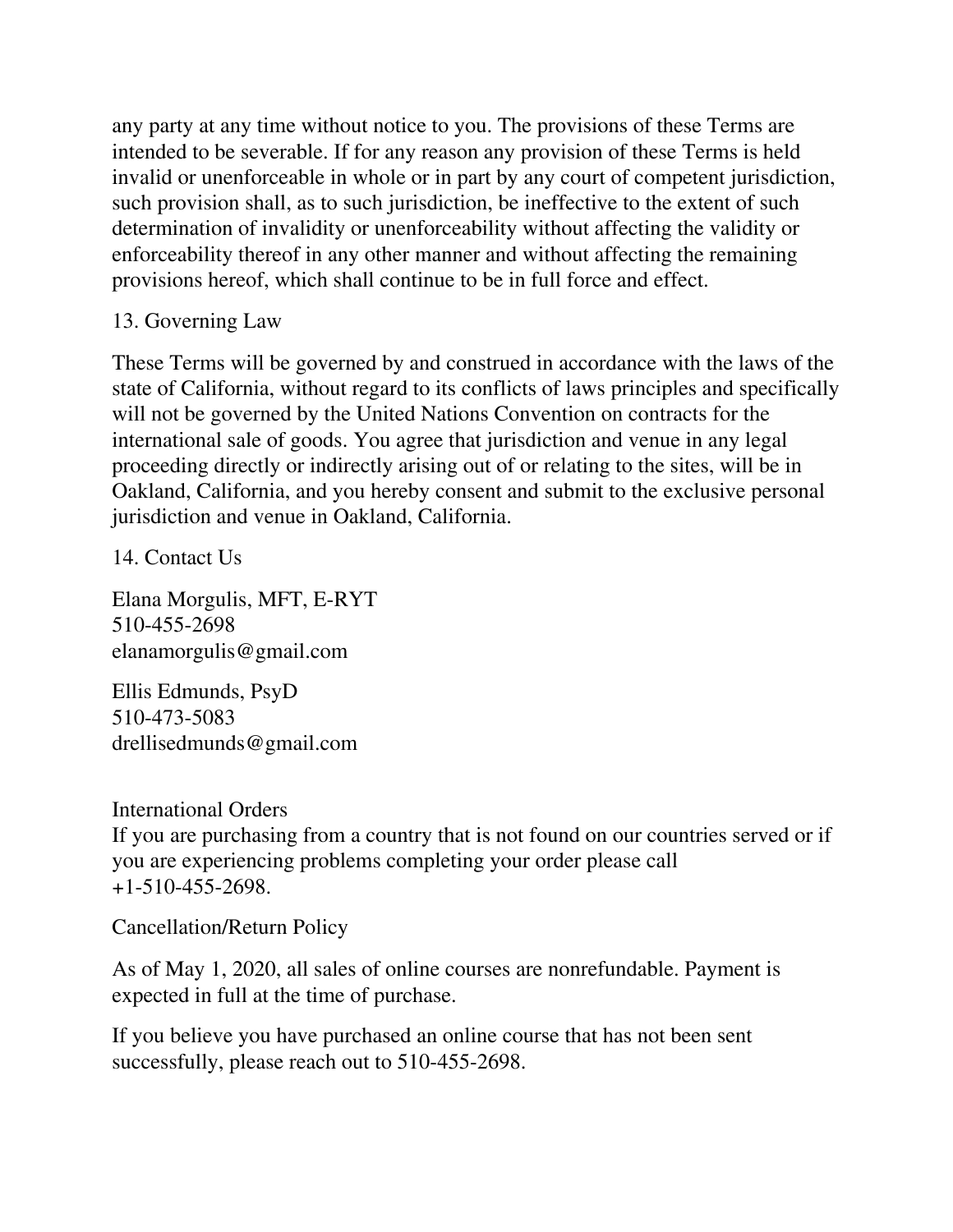any party at any time without notice to you. The provisions of these Terms are intended to be severable. If for any reason any provision of these Terms is held invalid or unenforceable in whole or in part by any court of competent jurisdiction, such provision shall, as to such jurisdiction, be ineffective to the extent of such determination of invalidity or unenforceability without affecting the validity or enforceability thereof in any other manner and without affecting the remaining provisions hereof, which shall continue to be in full force and effect.

## 13. Governing Law

These Terms will be governed by and construed in accordance with the laws of the state of California, without regard to its conflicts of laws principles and specifically will not be governed by the United Nations Convention on contracts for the international sale of goods. You agree that jurisdiction and venue in any legal proceeding directly or indirectly arising out of or relating to the sites, will be in Oakland, California, and you hereby consent and submit to the exclusive personal jurisdiction and venue in Oakland, California.

## 14. Contact Us

Elana Morgulis, MFT, E-RYT
510-455-2698
elanamorgulis@gmail.com

Ellis Edmunds, PsyD
510-473-5083
drellisedmunds@gmail.com

## International Orders

If you are purchasing from a country that is not found on our countries served or if you are experiencing problems completing your order please call +1-510-455-2698.

## Cancellation/Return Policy

As of May 1, 2020, all sales of online courses are nonrefundable. Payment is expected in full at the time of purchase.

If you believe you have purchased an online course that has not been sent successfully, please reach out to 510-455-2698.